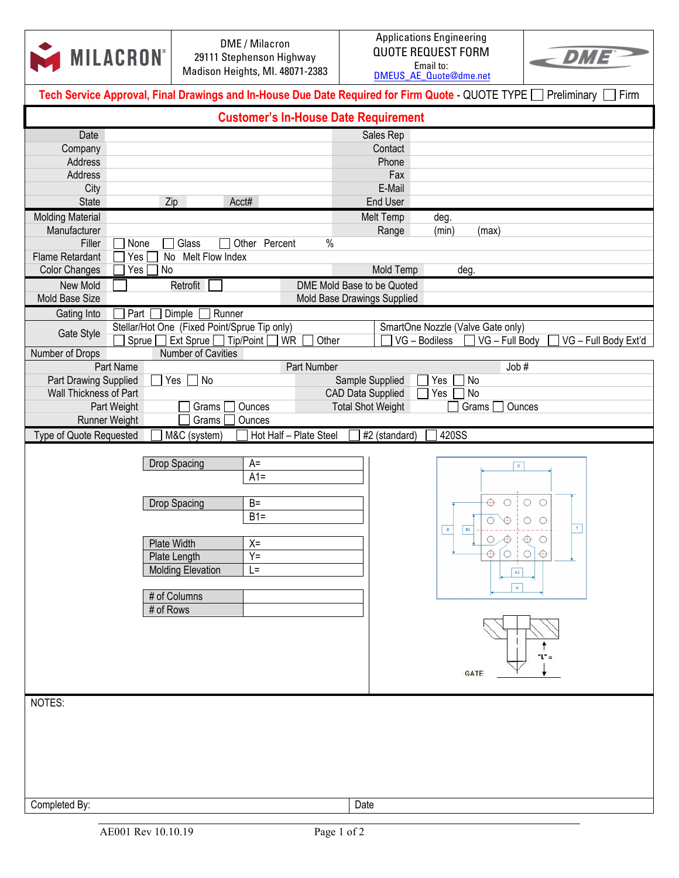MILACRON

DME / Milacron
29111 Stephenson Highway
Madison Heights, MI. 48071-2383

Applications Engineering
QUOTE REQUEST FORM
Email to:
DMEUS_AE_Quote@dme.net

DME

**Tech Service Approval, Final Drawings and In-House Due Date Required for Firm Quote** - QUOTE TYPE ☐ Preliminary ☐ Firm

## Customer's In-House Date Requirement

| | | | |
|---|---|---|---|
| Date | | Sales Rep | |
| Company | | Contact | |
| Address | | Phone | |
| Address | | Fax | |
| City | | E-Mail | |
| State | Zip Acct# | End User | |

| | | | |
|---|---|---|---|
| Molding Material | | Melt Temp | deg. |
| Manufacturer | | Range | (min) (max) |
| Filler | ☐ None ☐ Glass ☐ Other Percent % | | |
| Flame Retardant | ☐ Yes ☐ No Melt Flow Index | | |
| Color Changes | ☐ Yes ☐ No | Mold Temp | deg. |

| | | | |
|---|---|---|---|
| New Mold | ☐ Retrofit ☐ | DME Mold Base to be Quoted | |
| Mold Base Size | | Mold Base Drawings Supplied | |

| | | |
|---|---|---|
| Gating Into | ☐ Part ☐ Dimple ☐ Runner | |
| Gate Style | Stellar/Hot One (Fixed Point/Sprue Tip only) ☐ Sprue ☐ Ext Sprue ☐ Tip/Point ☐ WR ☐ Other | SmartOne Nozzle (Valve Gate only) ☐ VG – Bodiless ☐ VG – Full Body ☐ VG – Full Body Ext'd |
| Number of Drops | Number of Cavities | |

| | | | |
|---|---|---|---|
| Part Name | | Part Number | Job # |
| Part Drawing Supplied | ☐ Yes ☐ No | Sample Supplied | ☐ Yes ☐ No |
| Wall Thickness of Part | | CAD Data Supplied | ☐ Yes ☐ No |
| Part Weight | ☐ Grams ☐ Ounces | Total Shot Weight | ☐ Grams ☐ Ounces |
| Runner Weight | ☐ Grams ☐ Ounces | | |

Type of Quote Requested ☐ M&C (system) ☐ Hot Half – Plate Steel ☐ #2 (standard) ☐ 420SS

| | |
|---|---|
| Drop Spacing | A= |
| | A1= |

| | |
|---|---|
| Drop Spacing | B= |
| | B1= |

| | |
|---|---|
| Plate Width | X= |
| Plate Length | Y= |
| Molding Elevation | L= |

| | |
|---|---|
| # of Columns | |
| # of Rows | |

NOTES:

Completed By: Date

AE001 Rev 10.10.19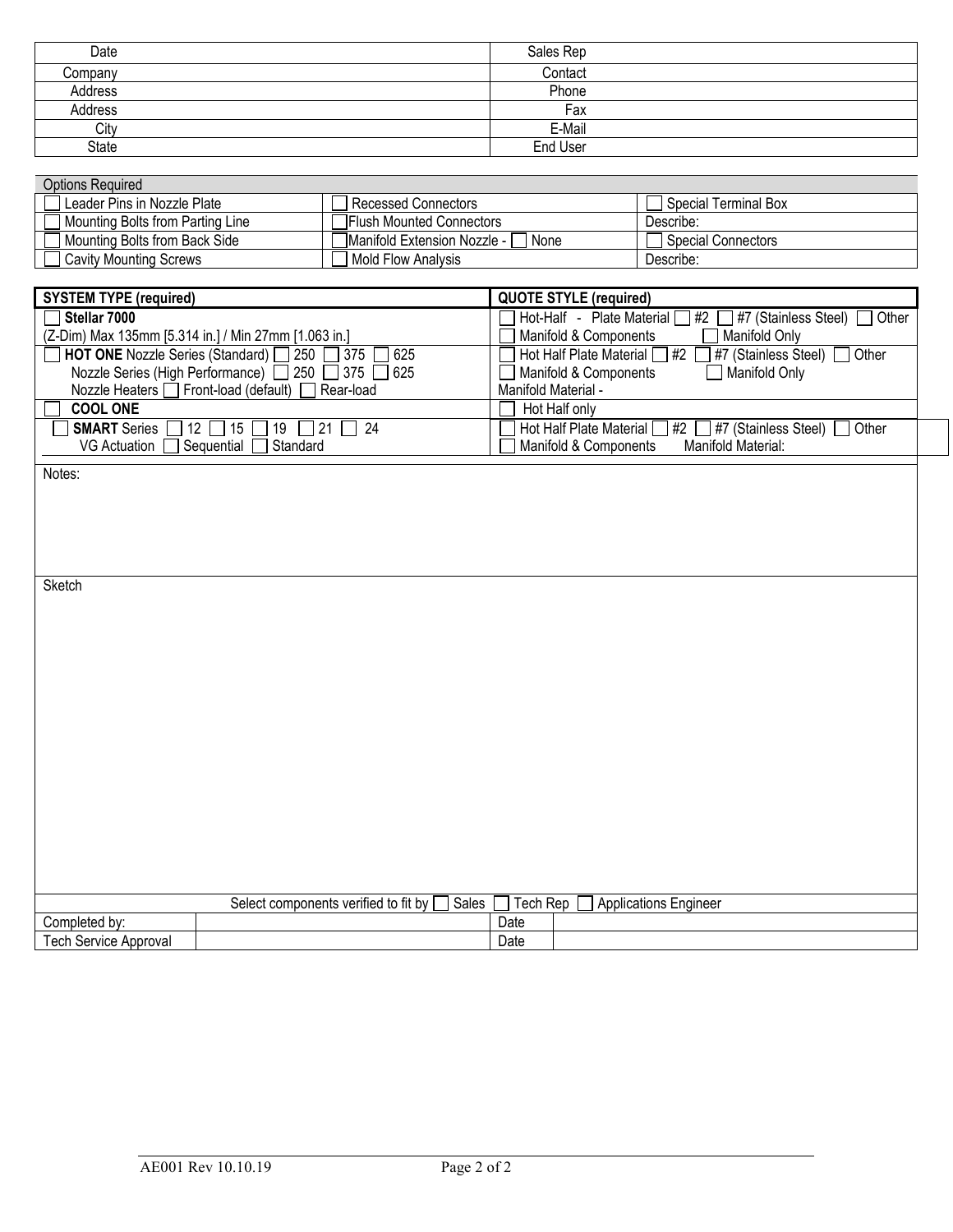| | |
|---|---|
| Date | Sales Rep |
| Company | Contact |
| Address | Phone |
| Address | Fax |
| City | E-Mail |
| State | End User |

| Options Required | | |
|---|---|---|
| ☐ Leader Pins in Nozzle Plate | ☐ Recessed Connectors | ☐ Special Terminal Box |
| ☐ Mounting Bolts from Parting Line | ☐ Flush Mounted Connectors | Describe: |
| ☐ Mounting Bolts from Back Side | ☐ Manifold Extension Nozzle - ☐ None | ☐ Special Connectors |
| ☐ Cavity Mounting Screws | ☐ Mold Flow Analysis | Describe: |

| **SYSTEM TYPE (required)** | **QUOTE STYLE (required)** |
|---|---|
| ☐ **Stellar 7000**<br>(Z-Dim) Max 135mm [5.314 in.] / Min 27mm [1.063 in.] | ☐ Hot-Half - Plate Material ☐ #2 ☐ #7 (Stainless Steel) ☐ Other<br>☐ Manifold & Components ☐ Manifold Only |
| ☐ **HOT ONE** Nozzle Series (Standard) ☐ 250 ☐ 375 ☐ 625<br>Nozzle Series (High Performance) ☐ 250 ☐ 375 ☐ 625<br>Nozzle Heaters ☐ Front-load (default) ☐ Rear-load | ☐ Hot Half Plate Material ☐ #2 ☐ #7 (Stainless Steel) ☐ Other<br>☐ Manifold & Components ☐ Manifold Only<br>Manifold Material - |
| ☐ **COOL ONE** | ☐ Hot Half only |
| ☐ **SMART** Series ☐ 12 ☐ 15 ☐ 19 ☐ 21 ☐ 24<br>VG Actuation ☐ Sequential ☐ Standard | ☐ Hot Half Plate Material ☐ #2 ☐ #7 (Stainless Steel) ☐ Other<br>☐ Manifold & Components Manifold Material: |

Notes:

Sketch

Select components verified to fit by ☐ Sales ☐ Tech Rep ☐ Applications Engineer

| | | | |
|---|---|---|---|
| Completed by: | | Date | |
| Tech Service Approval | | Date | |

AE001 Rev 10.10.19